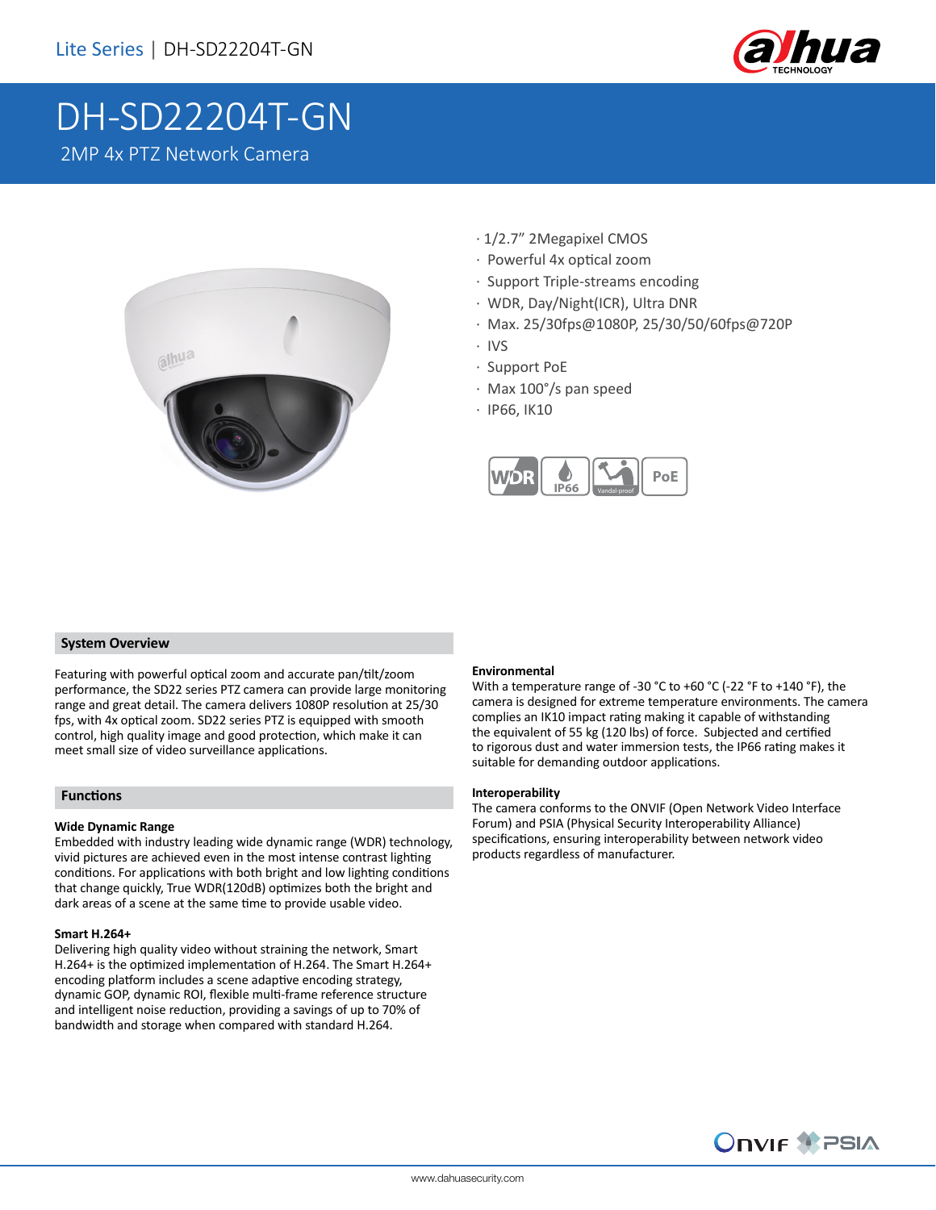Lite Series | DH-SD22204T-GN

# DH-SD22204T-GN

2MP 4x PTZ Network Camera

- 1/2.7" 2Megapixel CMOS
- Powerful 4x optical zoom
- Support Triple-streams encoding
- WDR, Day/Night(ICR), Ultra DNR
- Max. 25/30fps@1080P, 25/30/50/60fps@720P
- IVS
- Support PoE
- Max 100°/s pan speed
- IP66, IK10

## System Overview

Featuring with powerful optical zoom and accurate pan/tilt/zoom performance, the SD22 series PTZ camera can provide large monitoring range and great detail. The camera delivers 1080P resolution at 25/30 fps, with 4x optical zoom. SD22 series PTZ is equipped with smooth control, high quality image and good protection, which make it can meet small size of video surveillance applications.

## Functions

### Wide Dynamic Range

Embedded with industry leading wide dynamic range (WDR) technology, vivid pictures are achieved even in the most intense contrast lighting conditions. For applications with both bright and low lighting conditions that change quickly, True WDR(120dB) optimizes both the bright and dark areas of a scene at the same time to provide usable video.

### Smart H.264+

Delivering high quality video without straining the network, Smart H.264+ is the optimized implementation of H.264. The Smart H.264+ encoding platform includes a scene adaptive encoding strategy, dynamic GOP, dynamic ROI, flexible multi-frame reference structure and intelligent noise reduction, providing a savings of up to 70% of bandwidth and storage when compared with standard H.264.

### Environmental

With a temperature range of -30 °C to +60 °C (-22 °F to +140 °F), the camera is designed for extreme temperature environments. The camera complies an IK10 impact rating making it capable of withstanding the equivalent of 55 kg (120 lbs) of force. Subjected and certified to rigorous dust and water immersion tests, the IP66 rating makes it suitable for demanding outdoor applications.

### Interoperability

The camera conforms to the ONVIF (Open Network Video Interface Forum) and PSIA (Physical Security Interoperability Alliance) specifications, ensuring interoperability between network video products regardless of manufacturer.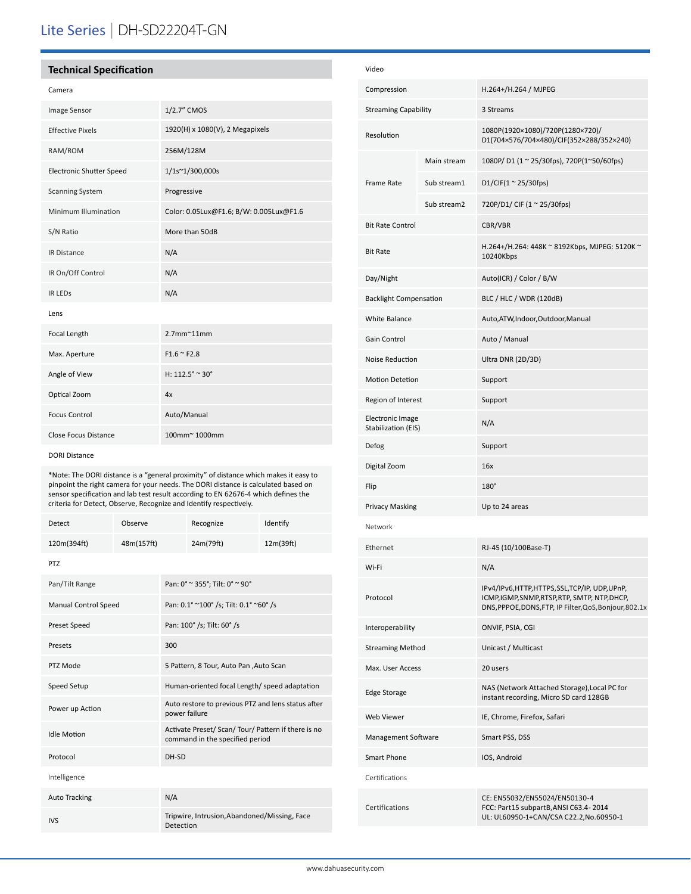## Technical Specification

### Camera

| | |
|---|---|
| Image Sensor | 1/2.7" CMOS |
| Effective Pixels | 1920(H) x 1080(V), 2 Megapixels |
| RAM/ROM | 256M/128M |
| Electronic Shutter Speed | 1/1s~1/300,000s |
| Scanning System | Progressive |
| Minimum Illumination | Color: 0.05Lux@F1.6; B/W: 0.005Lux@F1.6 |
| S/N Ratio | More than 50dB |
| IR Distance | N/A |
| IR On/Off Control | N/A |
| IR LEDs | N/A |

### Lens

| | |
|---|---|
| Focal Length | 2.7mm~11mm |
| Max. Aperture | F1.6 ~ F2.8 |
| Angle of View | H: 112.5° ~ 30° |
| Optical Zoom | 4x |
| Focus Control | Auto/Manual |
| Close Focus Distance | 100mm~ 1000mm |

### DORI Distance

*Note: The DORI distance is a "general proximity" of distance which makes it easy to pinpoint the right camera for your needs. The DORI distance is calculated based on sensor specification and lab test result according to EN 62676-4 which defines the criteria for Detect, Observe, Recognize and Identify respectively.

| Detect | Observe | Recognize | Identify |
|---|---|---|---|
| 120m(394ft) | 48m(157ft) | 24m(79ft) | 12m(39ft) |

### PTZ

| | |
|---|---|
| Pan/Tilt Range | Pan: 0° ~ 355°; Tilt: 0° ~ 90° |
| Manual Control Speed | Pan: 0.1° ~100° /s; Tilt: 0.1° ~60° /s |
| Preset Speed | Pan: 100° /s; Tilt: 60° /s |
| Presets | 300 |
| PTZ Mode | 5 Pattern, 8 Tour, Auto Pan ,Auto Scan |
| Speed Setup | Human-oriented focal Length/ speed adaptation |
| Power up Action | Auto restore to previous PTZ and lens status after power failure |
| Idle Motion | Activate Preset/ Scan/ Tour/ Pattern if there is no command in the specified period |
| Protocol | DH-SD |

### Intelligence

| | |
|---|---|
| Auto Tracking | N/A |
| IVS | Tripwire, Intrusion,Abandoned/Missing, Face Detection |

### Video

| | | |
|---|---|---|
| Compression | | H.264+/H.264 / MJPEG |
| Streaming Capability | | 3 Streams |
| Resolution | | 1080P(1920×1080)/720P(1280×720)/ D1(704×576/704×480)/CIF(352×288/352×240) |
| Frame Rate | Main stream | 1080P/ D1 (1 ~ 25/30fps), 720P(1~50/60fps) |
| | Sub stream1 | D1/CIF(1 ~ 25/30fps) |
| | Sub stream2 | 720P/D1/ CIF (1 ~ 25/30fps) |
| Bit Rate Control | | CBR/VBR |
| Bit Rate | | H.264+/H.264: 448K ~ 8192Kbps, MJPEG: 5120K ~ 10240Kbps |
| Day/Night | | Auto(ICR) / Color / B/W |
| Backlight Compensation | | BLC / HLC / WDR (120dB) |
| White Balance | | Auto,ATW,Indoor,Outdoor,Manual |
| Gain Control | | Auto / Manual |
| Noise Reduction | | Ultra DNR (2D/3D) |
| Motion Detetion | | Support |
| Region of Interest | | Support |
| Electronic Image Stabilization (EIS) | | N/A |
| Defog | | Support |
| Digital Zoom | | 16x |
| Flip | | 180° |
| Privacy Masking | | Up to 24 areas |

### Network

| | |
|---|---|
| Ethernet | RJ-45 (10/100Base-T) |
| Wi-Fi | N/A |
| Protocol | IPv4/IPv6,HTTP,HTTPS,SSL,TCP/IP, UDP,UPnP, ICMP,IGMP,SNMP,RTSP,RTP, SMTP, NTP,DHCP, DNS,PPPOE,DDNS,FTP, IP Filter,QoS,Bonjour,802.1x |
| Interoperability | ONVIF, PSIA, CGI |
| Streaming Method | Unicast / Multicast |
| Max. User Access | 20 users |
| Edge Storage | NAS (Network Attached Storage),Local PC for instant recording, Micro SD card 128GB |
| Web Viewer | IE, Chrome, Firefox, Safari |
| Management Software | Smart PSS, DSS |
| Smart Phone | IOS, Android |

### Certifications

| | |
|---|---|
| Certifications | CE: EN55032/EN55024/EN50130-4<br>FCC: Part15 subpartB,ANSI C63.4- 2014<br>UL: UL60950-1+CAN/CSA C22.2,No.60950-1 |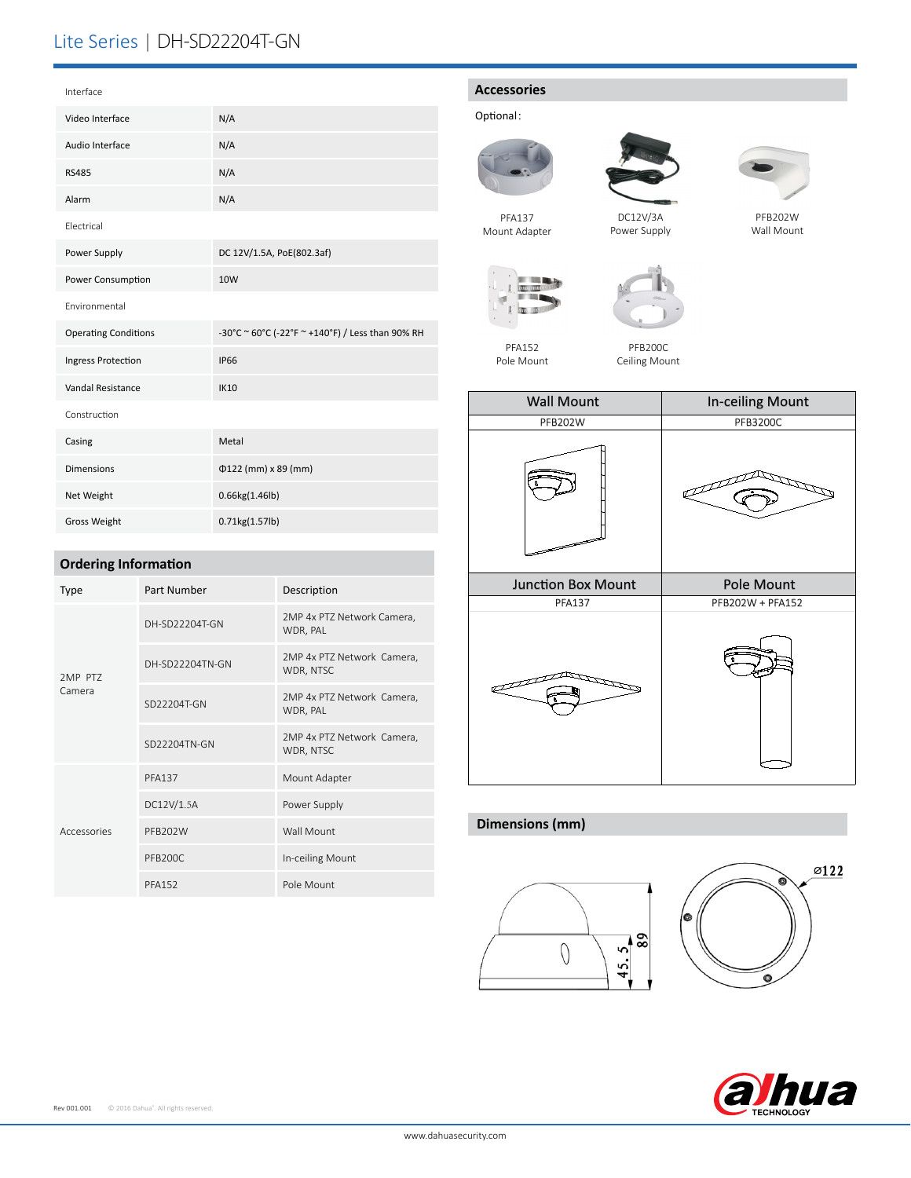# Lite Series | DH-SD22204T-GN

| | |
|---|---|
| **Interface** | |
| Video Interface | N/A |
| Audio Interface | N/A |
| RS485 | N/A |
| Alarm | N/A |
| **Electrical** | |
| Power Supply | DC 12V/1.5A, PoE(802.3af) |
| Power Consumption | 10W |
| **Environmental** | |
| Operating Conditions | -30°C ~ 60°C (-22°F ~ +140°F) / Less than 90% RH |
| Ingress Protection | IP66 |
| Vandal Resistance | IK10 |
| **Construction** | |
| Casing | Metal |
| Dimensions | Φ122 (mm) x 89 (mm) |
| Net Weight | 0.66kg(1.46lb) |
| Gross Weight | 0.71kg(1.57lb) |

## Ordering Information

| Type | Part Number | Description |
|---|---|---|
| 2MP PTZ Camera | DH-SD22204T-GN | 2MP 4x PTZ Network Camera, WDR, PAL |
| | DH-SD22204TN-GN | 2MP 4x PTZ Network Camera, WDR, NTSC |
| | SD22204T-GN | 2MP 4x PTZ Network Camera, WDR, PAL |
| | SD22204TN-GN | 2MP 4x PTZ Network Camera, WDR, NTSC |
| Accessories | PFA137 | Mount Adapter |
| | DC12V/1.5A | Power Supply |
| | PFB202W | Wall Mount |
| | PFB200C | In-ceiling Mount |
| | PFA152 | Pole Mount |

## Accessories

Optional:

PFA137
Mount Adapter

DC12V/3A
Power Supply

PFB202W
Wall Mount

PFA152
Pole Mount

PFB200C
Ceiling Mount

| Wall Mount | In-ceiling Mount |
|---|---|
| PFB202W | PFB3200C |

| Junction Box Mount | Pole Mount |
|---|---|
| PFA137 | PFB202W + PFA152 |

## Dimensions (mm)

Ø122

45.5

89

Rev 001.001 © 2016 Dahua®. All rights reserved.

www.dahuasecurity.com